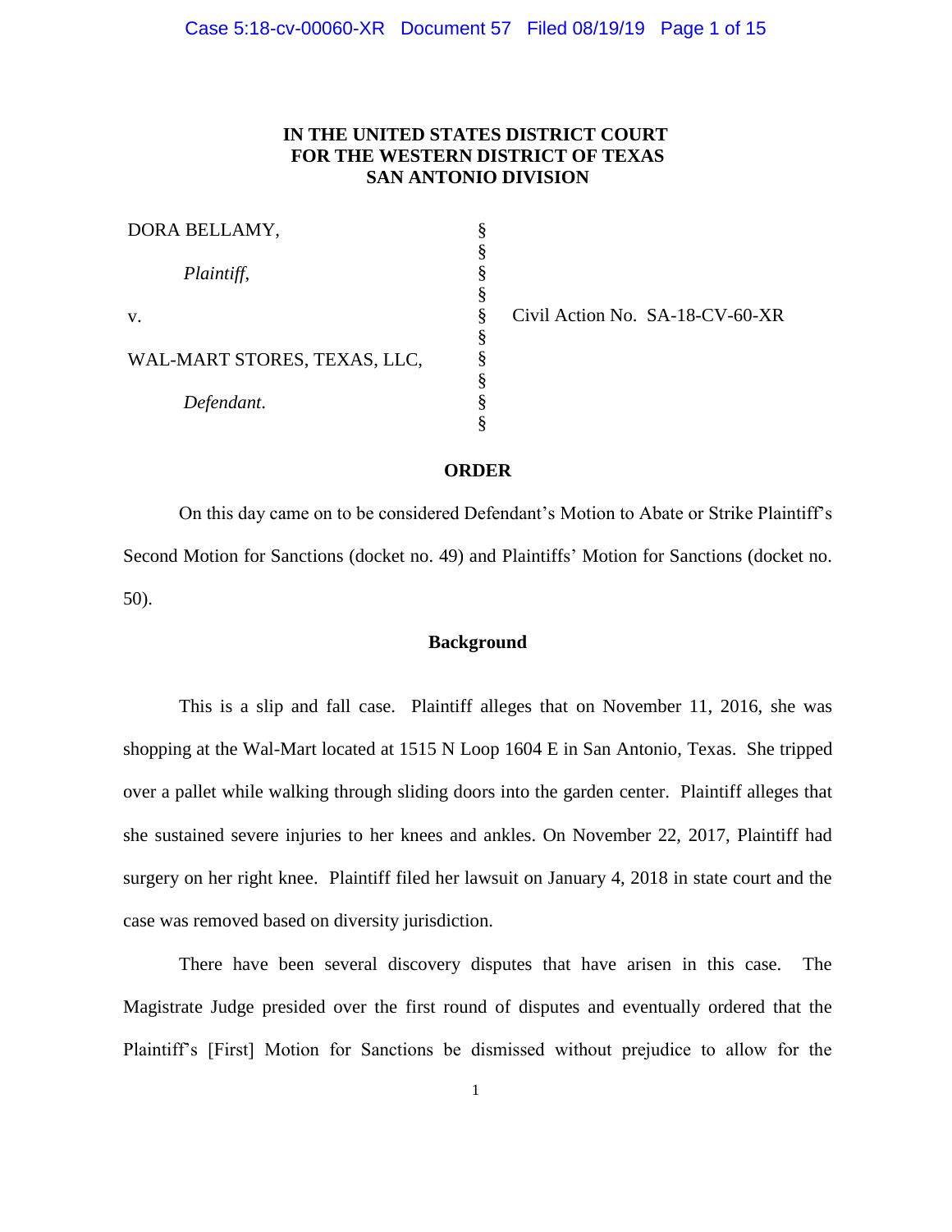**IN THE UNITED STATES DISTRICT COURT**
**FOR THE WESTERN DISTRICT OF TEXAS**
**SAN ANTONIO DIVISION**

| | | |
|---|---|---|
| DORA BELLAMY, | § | |
| | § | |
| *Plaintiff*, | § | |
| | § | |
| v. | § | Civil Action No. SA-18-CV-60-XR |
| | § | |
| WAL-MART STORES, TEXAS, LLC, | § | |
| | § | |
| *Defendant*. | § | |
| | § | |

**ORDER**

On this day came on to be considered Defendant's Motion to Abate or Strike Plaintiff's Second Motion for Sanctions (docket no. 49) and Plaintiffs' Motion for Sanctions (docket no. 50).

**Background**

This is a slip and fall case. Plaintiff alleges that on November 11, 2016, she was shopping at the Wal-Mart located at 1515 N Loop 1604 E in San Antonio, Texas. She tripped over a pallet while walking through sliding doors into the garden center. Plaintiff alleges that she sustained severe injuries to her knees and ankles. On November 22, 2017, Plaintiff had surgery on her right knee. Plaintiff filed her lawsuit on January 4, 2018 in state court and the case was removed based on diversity jurisdiction.

There have been several discovery disputes that have arisen in this case. The Magistrate Judge presided over the first round of disputes and eventually ordered that the Plaintiff's [First] Motion for Sanctions be dismissed without prejudice to allow for the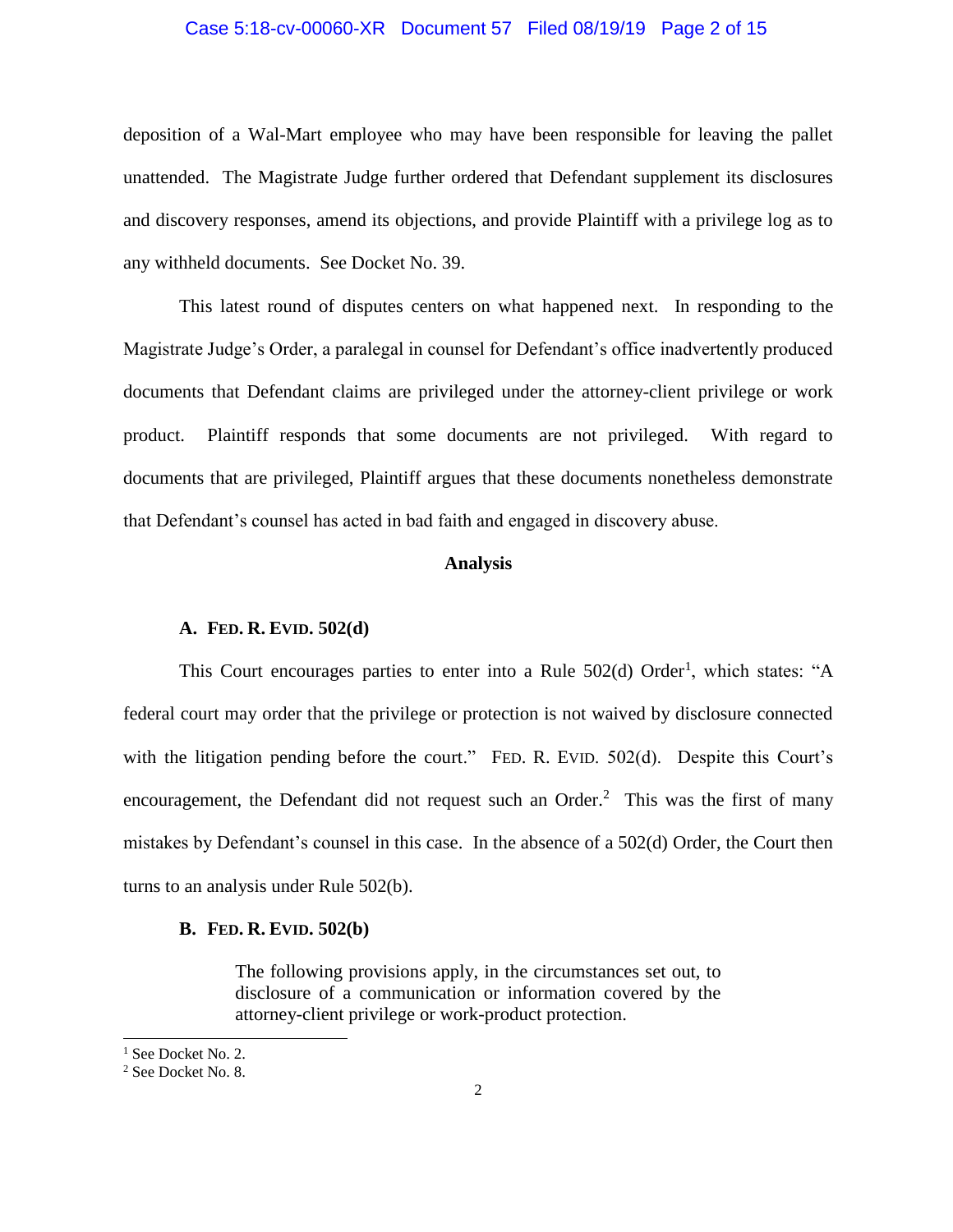deposition of a Wal-Mart employee who may have been responsible for leaving the pallet unattended. The Magistrate Judge further ordered that Defendant supplement its disclosures and discovery responses, amend its objections, and provide Plaintiff with a privilege log as to any withheld documents. See Docket No. 39.

This latest round of disputes centers on what happened next. In responding to the Magistrate Judge's Order, a paralegal in counsel for Defendant's office inadvertently produced documents that Defendant claims are privileged under the attorney-client privilege or work product. Plaintiff responds that some documents are not privileged. With regard to documents that are privileged, Plaintiff argues that these documents nonetheless demonstrate that Defendant's counsel has acted in bad faith and engaged in discovery abuse.

## Analysis

### A. FED. R. EVID. 502(d)

This Court encourages parties to enter into a Rule 502(d) Order[1], which states: "A federal court may order that the privilege or protection is not waived by disclosure connected with the litigation pending before the court." FED. R. EVID. 502(d). Despite this Court's encouragement, the Defendant did not request such an Order.[2] This was the first of many mistakes by Defendant's counsel in this case. In the absence of a 502(d) Order, the Court then turns to an analysis under Rule 502(b).

### B. FED. R. EVID. 502(b)

> The following provisions apply, in the circumstances set out, to disclosure of a communication or information covered by the attorney-client privilege or work-product protection.

---

[1] See Docket No. 2.

[2] See Docket No. 8.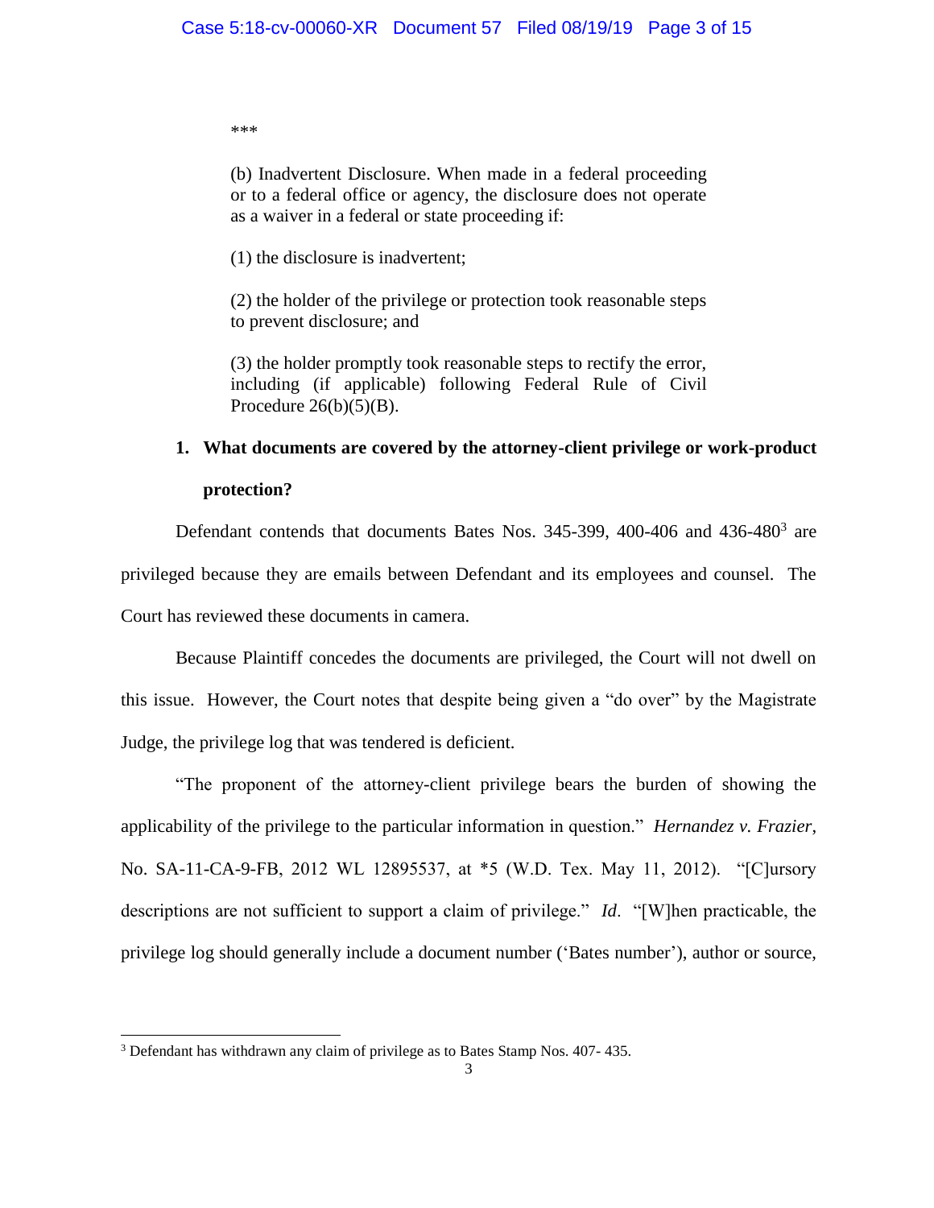\*\*\*

> (b) Inadvertent Disclosure. When made in a federal proceeding or to a federal office or agency, the disclosure does not operate as a waiver in a federal or state proceeding if:
>
> (1) the disclosure is inadvertent;
>
> (2) the holder of the privilege or protection took reasonable steps to prevent disclosure; and
>
> (3) the holder promptly took reasonable steps to rectify the error, including (if applicable) following Federal Rule of Civil Procedure 26(b)(5)(B).

**1. What documents are covered by the attorney-client privilege or work-product protection?**

Defendant contends that documents Bates Nos. 345-399, 400-406 and 436-480[3] are privileged because they are emails between Defendant and its employees and counsel. The Court has reviewed these documents in camera.

Because Plaintiff concedes the documents are privileged, the Court will not dwell on this issue. However, the Court notes that despite being given a "do over" by the Magistrate Judge, the privilege log that was tendered is deficient.

"The proponent of the attorney-client privilege bears the burden of showing the applicability of the privilege to the particular information in question." *Hernandez v. Frazier*, No. SA-11-CA-9-FB, 2012 WL 12895537, at \*5 (W.D. Tex. May 11, 2012). "[C]ursory descriptions are not sufficient to support a claim of privilege." *Id*. "[W]hen practicable, the privilege log should generally include a document number ('Bates number'), author or source,

[3] Defendant has withdrawn any claim of privilege as to Bates Stamp Nos. 407- 435.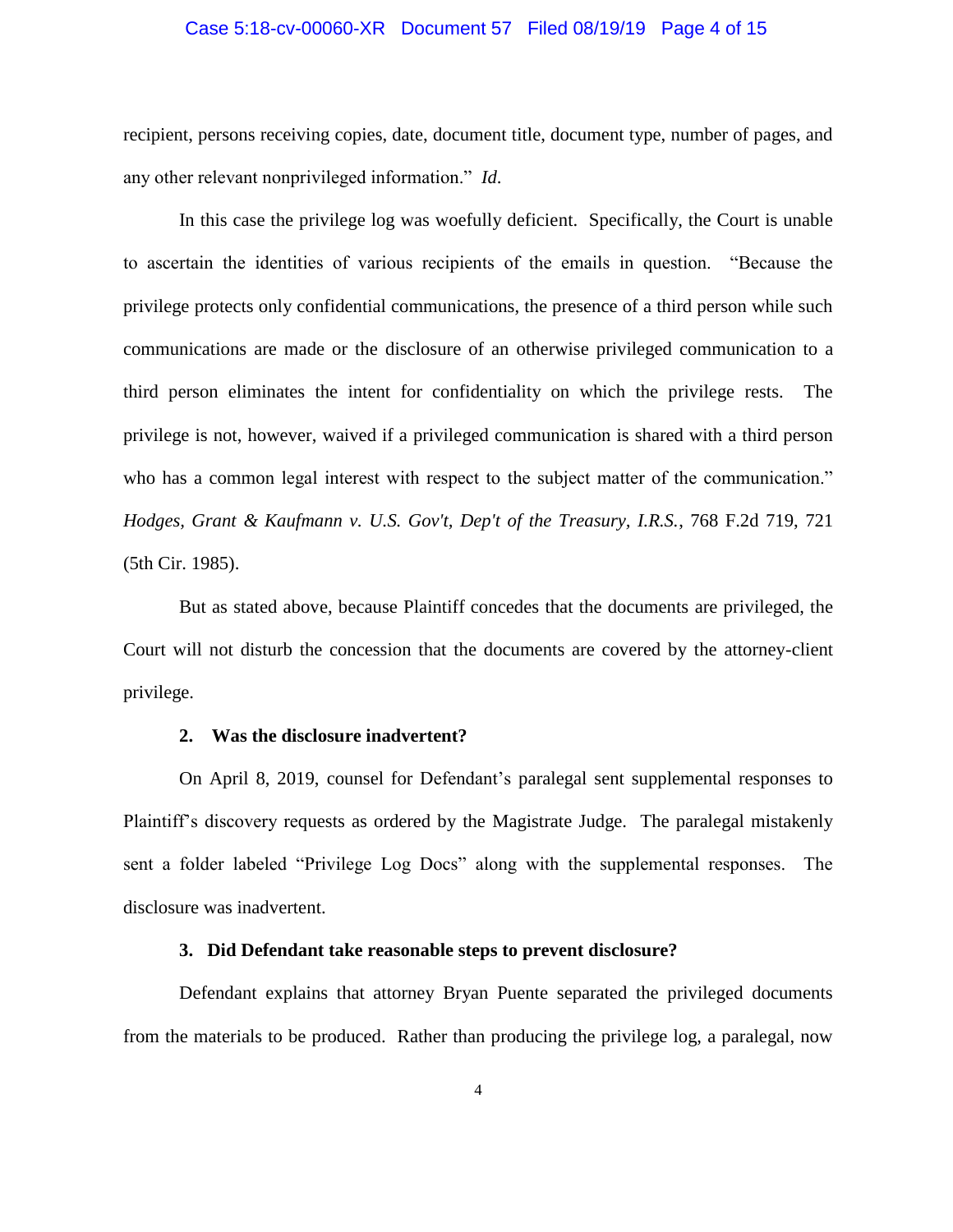recipient, persons receiving copies, date, document title, document type, number of pages, and any other relevant nonprivileged information." *Id.*

In this case the privilege log was woefully deficient. Specifically, the Court is unable to ascertain the identities of various recipients of the emails in question. "Because the privilege protects only confidential communications, the presence of a third person while such communications are made or the disclosure of an otherwise privileged communication to a third person eliminates the intent for confidentiality on which the privilege rests. The privilege is not, however, waived if a privileged communication is shared with a third person who has a common legal interest with respect to the subject matter of the communication." *Hodges, Grant & Kaufmann v. U.S. Gov't, Dep't of the Treasury, I.R.S.*, 768 F.2d 719, 721 (5th Cir. 1985).

But as stated above, because Plaintiff concedes that the documents are privileged, the Court will not disturb the concession that the documents are covered by the attorney-client privilege.

**2. Was the disclosure inadvertent?**

On April 8, 2019, counsel for Defendant's paralegal sent supplemental responses to Plaintiff's discovery requests as ordered by the Magistrate Judge. The paralegal mistakenly sent a folder labeled "Privilege Log Docs" along with the supplemental responses. The disclosure was inadvertent.

**3. Did Defendant take reasonable steps to prevent disclosure?**

Defendant explains that attorney Bryan Puente separated the privileged documents from the materials to be produced. Rather than producing the privilege log, a paralegal, now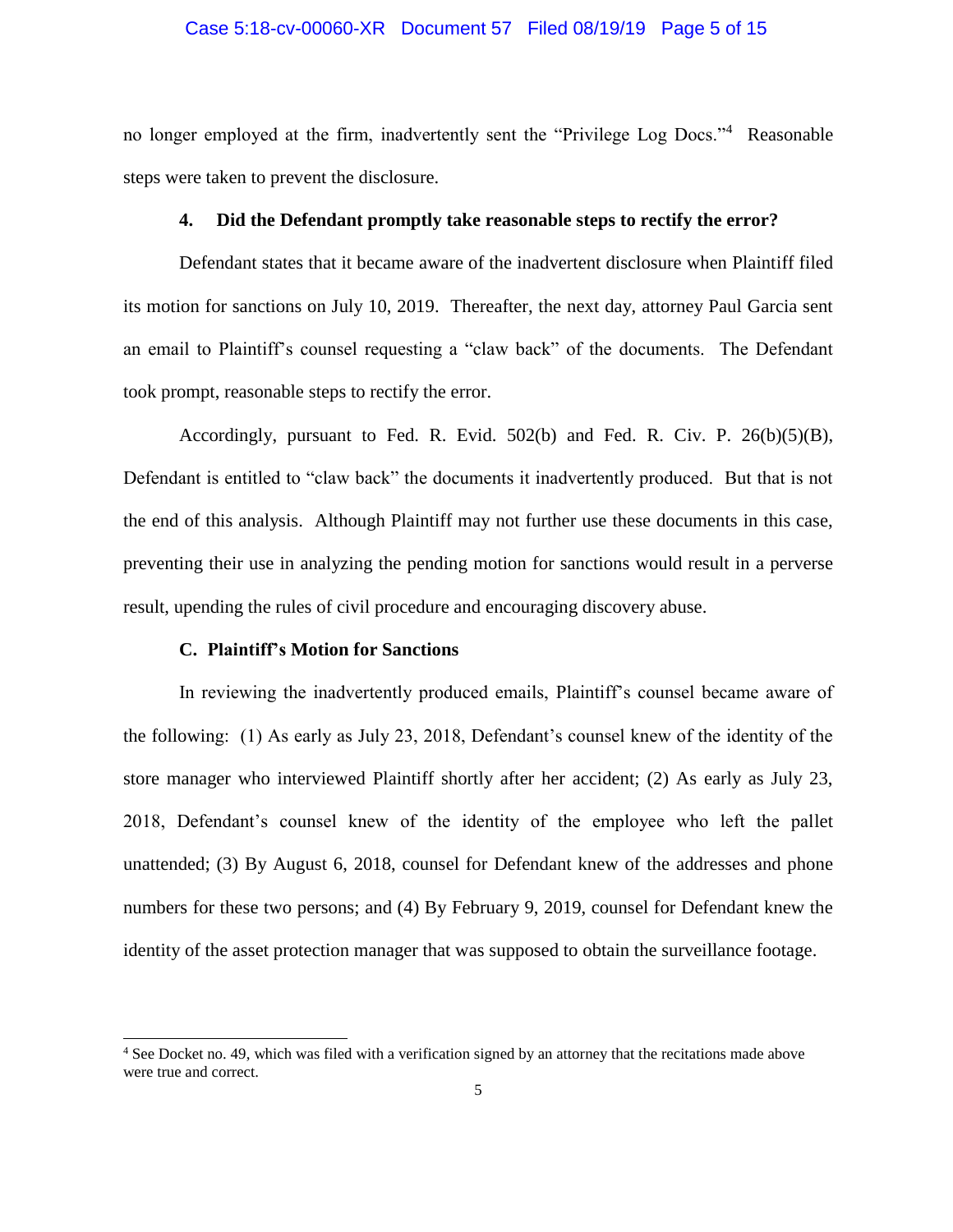no longer employed at the firm, inadvertently sent the "Privilege Log Docs."[4] Reasonable steps were taken to prevent the disclosure.

**4. Did the Defendant promptly take reasonable steps to rectify the error?**

Defendant states that it became aware of the inadvertent disclosure when Plaintiff filed its motion for sanctions on July 10, 2019. Thereafter, the next day, attorney Paul Garcia sent an email to Plaintiff's counsel requesting a "claw back" of the documents. The Defendant took prompt, reasonable steps to rectify the error.

Accordingly, pursuant to Fed. R. Evid. 502(b) and Fed. R. Civ. P. 26(b)(5)(B), Defendant is entitled to "claw back" the documents it inadvertently produced. But that is not the end of this analysis. Although Plaintiff may not further use these documents in this case, preventing their use in analyzing the pending motion for sanctions would result in a perverse result, upending the rules of civil procedure and encouraging discovery abuse.

**C. Plaintiff's Motion for Sanctions**

In reviewing the inadvertently produced emails, Plaintiff's counsel became aware of the following: (1) As early as July 23, 2018, Defendant's counsel knew of the identity of the store manager who interviewed Plaintiff shortly after her accident; (2) As early as July 23, 2018, Defendant's counsel knew of the identity of the employee who left the pallet unattended; (3) By August 6, 2018, counsel for Defendant knew of the addresses and phone numbers for these two persons; and (4) By February 9, 2019, counsel for Defendant knew the identity of the asset protection manager that was supposed to obtain the surveillance footage.

---

[4] See Docket no. 49, which was filed with a verification signed by an attorney that the recitations made above were true and correct.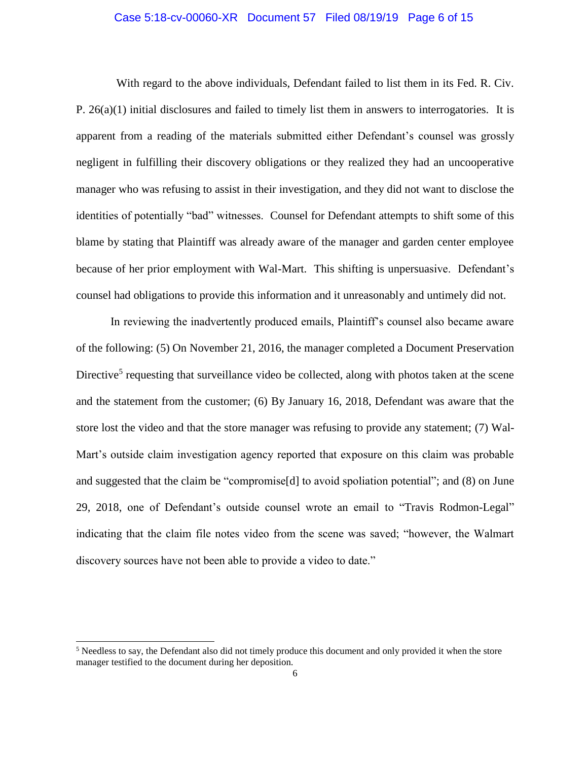With regard to the above individuals, Defendant failed to list them in its Fed. R. Civ. P. 26(a)(1) initial disclosures and failed to timely list them in answers to interrogatories. It is apparent from a reading of the materials submitted either Defendant's counsel was grossly negligent in fulfilling their discovery obligations or they realized they had an uncooperative manager who was refusing to assist in their investigation, and they did not want to disclose the identities of potentially "bad" witnesses. Counsel for Defendant attempts to shift some of this blame by stating that Plaintiff was already aware of the manager and garden center employee because of her prior employment with Wal-Mart. This shifting is unpersuasive. Defendant's counsel had obligations to provide this information and it unreasonably and untimely did not.

In reviewing the inadvertently produced emails, Plaintiff's counsel also became aware of the following: (5) On November 21, 2016, the manager completed a Document Preservation Directive[5] requesting that surveillance video be collected, along with photos taken at the scene and the statement from the customer; (6) By January 16, 2018, Defendant was aware that the store lost the video and that the store manager was refusing to provide any statement; (7) Wal-Mart's outside claim investigation agency reported that exposure on this claim was probable and suggested that the claim be "compromise[d] to avoid spoliation potential"; and (8) on June 29, 2018, one of Defendant's outside counsel wrote an email to "Travis Rodmon-Legal" indicating that the claim file notes video from the scene was saved; "however, the Walmart discovery sources have not been able to provide a video to date."

---

[5] Needless to say, the Defendant also did not timely produce this document and only provided it when the store manager testified to the document during her deposition.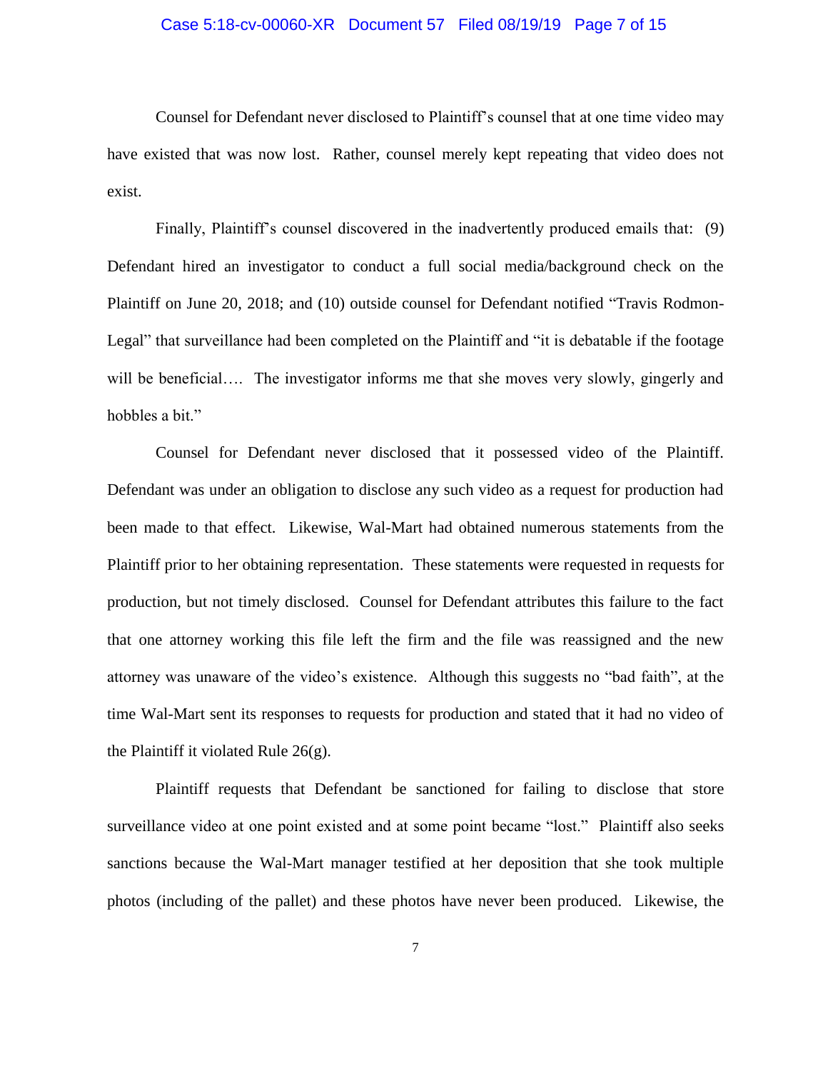Counsel for Defendant never disclosed to Plaintiff's counsel that at one time video may have existed that was now lost. Rather, counsel merely kept repeating that video does not exist.

Finally, Plaintiff's counsel discovered in the inadvertently produced emails that: (9) Defendant hired an investigator to conduct a full social media/background check on the Plaintiff on June 20, 2018; and (10) outside counsel for Defendant notified "Travis Rodmon-Legal" that surveillance had been completed on the Plaintiff and "it is debatable if the footage will be beneficial…. The investigator informs me that she moves very slowly, gingerly and hobbles a bit."

Counsel for Defendant never disclosed that it possessed video of the Plaintiff. Defendant was under an obligation to disclose any such video as a request for production had been made to that effect. Likewise, Wal-Mart had obtained numerous statements from the Plaintiff prior to her obtaining representation. These statements were requested in requests for production, but not timely disclosed. Counsel for Defendant attributes this failure to the fact that one attorney working this file left the firm and the file was reassigned and the new attorney was unaware of the video's existence. Although this suggests no "bad faith", at the time Wal-Mart sent its responses to requests for production and stated that it had no video of the Plaintiff it violated Rule 26(g).

Plaintiff requests that Defendant be sanctioned for failing to disclose that store surveillance video at one point existed and at some point became "lost." Plaintiff also seeks sanctions because the Wal-Mart manager testified at her deposition that she took multiple photos (including of the pallet) and these photos have never been produced. Likewise, the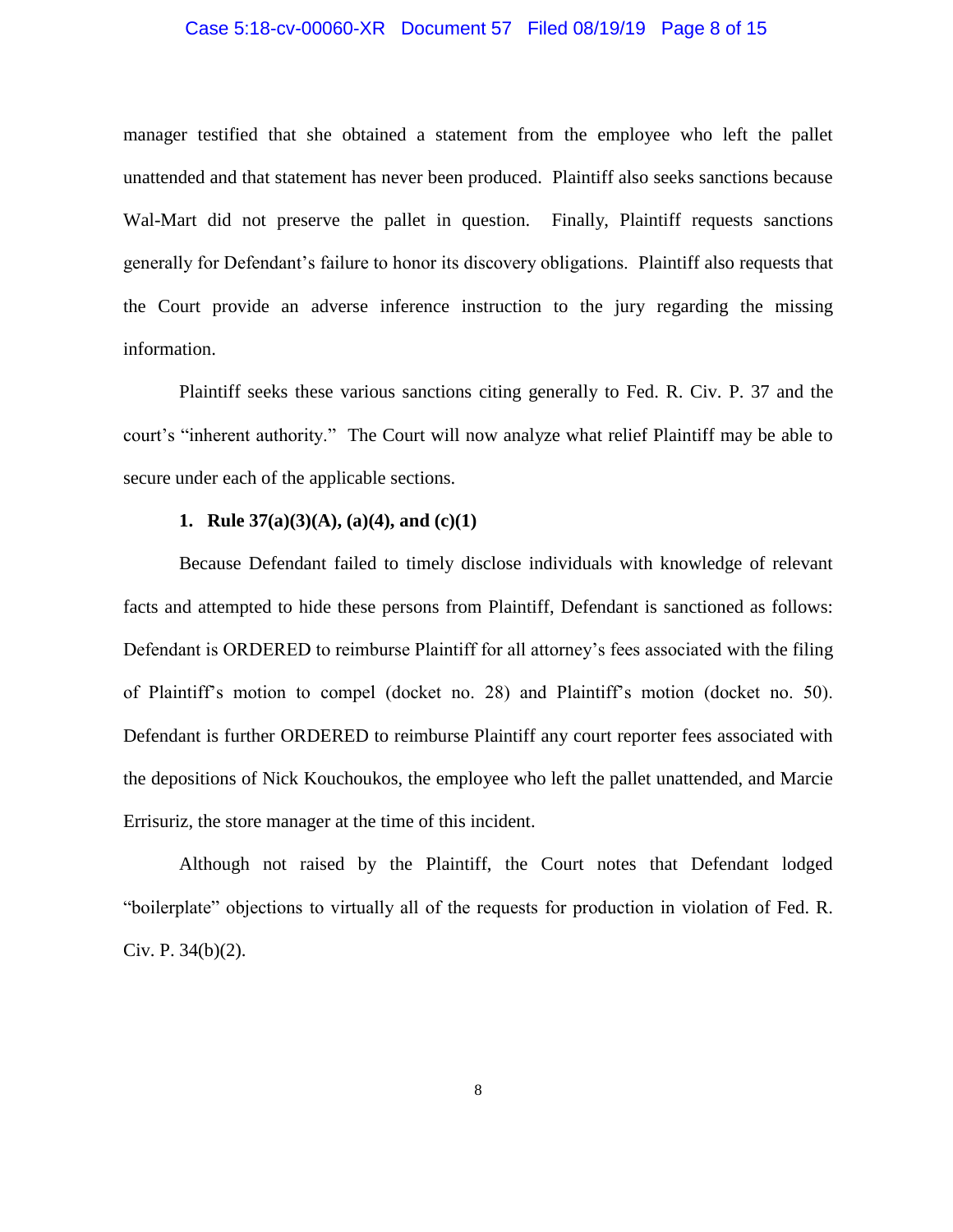manager testified that she obtained a statement from the employee who left the pallet unattended and that statement has never been produced. Plaintiff also seeks sanctions because Wal-Mart did not preserve the pallet in question. Finally, Plaintiff requests sanctions generally for Defendant's failure to honor its discovery obligations. Plaintiff also requests that the Court provide an adverse inference instruction to the jury regarding the missing information.

Plaintiff seeks these various sanctions citing generally to Fed. R. Civ. P. 37 and the court's "inherent authority." The Court will now analyze what relief Plaintiff may be able to secure under each of the applicable sections.

**1. Rule 37(a)(3)(A), (a)(4), and (c)(1)**

Because Defendant failed to timely disclose individuals with knowledge of relevant facts and attempted to hide these persons from Plaintiff, Defendant is sanctioned as follows: Defendant is ORDERED to reimburse Plaintiff for all attorney's fees associated with the filing of Plaintiff's motion to compel (docket no. 28) and Plaintiff's motion (docket no. 50). Defendant is further ORDERED to reimburse Plaintiff any court reporter fees associated with the depositions of Nick Kouchoukos, the employee who left the pallet unattended, and Marcie Errisuriz, the store manager at the time of this incident.

Although not raised by the Plaintiff, the Court notes that Defendant lodged "boilerplate" objections to virtually all of the requests for production in violation of Fed. R. Civ. P. 34(b)(2).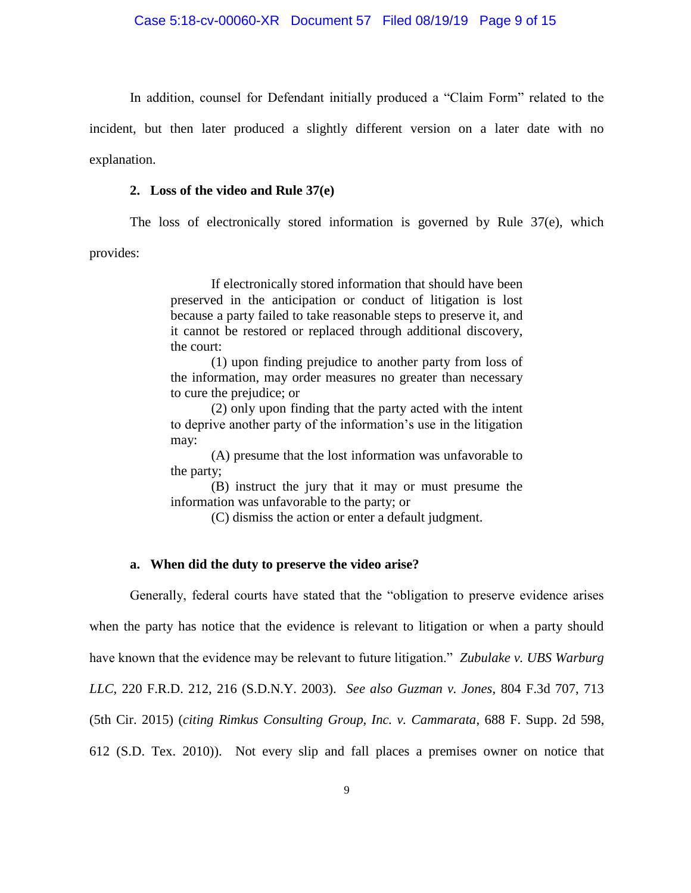In addition, counsel for Defendant initially produced a "Claim Form" related to the incident, but then later produced a slightly different version on a later date with no explanation.

**2. Loss of the video and Rule 37(e)**

The loss of electronically stored information is governed by Rule 37(e), which provides:

> If electronically stored information that should have been preserved in the anticipation or conduct of litigation is lost because a party failed to take reasonable steps to preserve it, and it cannot be restored or replaced through additional discovery, the court:
>
> (1) upon finding prejudice to another party from loss of the information, may order measures no greater than necessary to cure the prejudice; or
>
> (2) only upon finding that the party acted with the intent to deprive another party of the information's use in the litigation may:
>
> (A) presume that the lost information was unfavorable to the party;
>
> (B) instruct the jury that it may or must presume the information was unfavorable to the party; or
>
> (C) dismiss the action or enter a default judgment.

**a. When did the duty to preserve the video arise?**

Generally, federal courts have stated that the "obligation to preserve evidence arises when the party has notice that the evidence is relevant to litigation or when a party should have known that the evidence may be relevant to future litigation." *Zubulake v. UBS Warburg LLC*, 220 F.R.D. 212, 216 (S.D.N.Y. 2003). *See also Guzman v. Jones*, 804 F.3d 707, 713 (5th Cir. 2015) (*citing Rimkus Consulting Group, Inc. v. Cammarata*, 688 F. Supp. 2d 598, 612 (S.D. Tex. 2010)). Not every slip and fall places a premises owner on notice that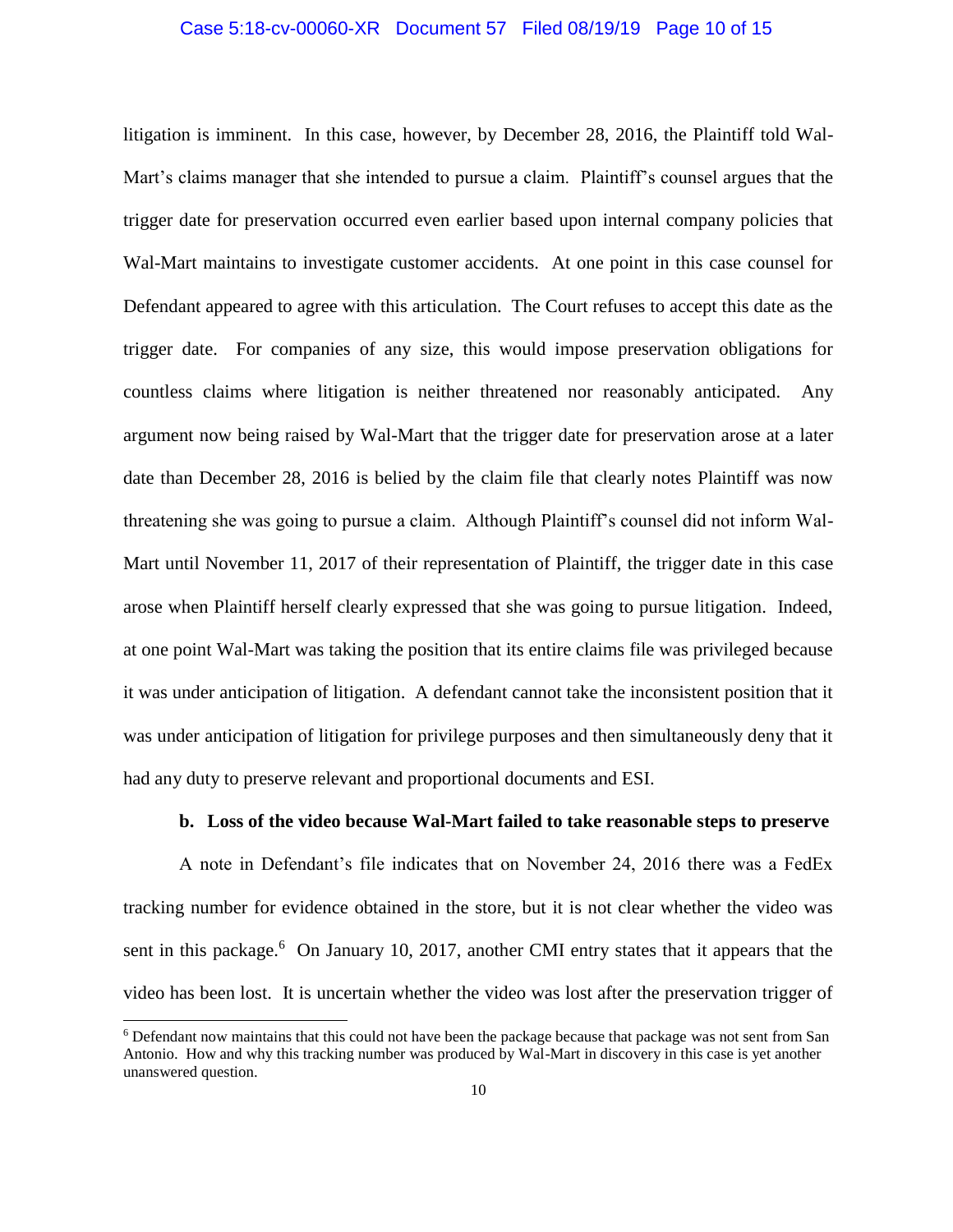litigation is imminent. In this case, however, by December 28, 2016, the Plaintiff told Wal-Mart's claims manager that she intended to pursue a claim. Plaintiff's counsel argues that the trigger date for preservation occurred even earlier based upon internal company policies that Wal-Mart maintains to investigate customer accidents. At one point in this case counsel for Defendant appeared to agree with this articulation. The Court refuses to accept this date as the trigger date. For companies of any size, this would impose preservation obligations for countless claims where litigation is neither threatened nor reasonably anticipated. Any argument now being raised by Wal-Mart that the trigger date for preservation arose at a later date than December 28, 2016 is belied by the claim file that clearly notes Plaintiff was now threatening she was going to pursue a claim. Although Plaintiff's counsel did not inform Wal-Mart until November 11, 2017 of their representation of Plaintiff, the trigger date in this case arose when Plaintiff herself clearly expressed that she was going to pursue litigation. Indeed, at one point Wal-Mart was taking the position that its entire claims file was privileged because it was under anticipation of litigation. A defendant cannot take the inconsistent position that it was under anticipation of litigation for privilege purposes and then simultaneously deny that it had any duty to preserve relevant and proportional documents and ESI.

**b. Loss of the video because Wal-Mart failed to take reasonable steps to preserve**

A note in Defendant's file indicates that on November 24, 2016 there was a FedEx tracking number for evidence obtained in the store, but it is not clear whether the video was sent in this package.[6] On January 10, 2017, another CMI entry states that it appears that the video has been lost. It is uncertain whether the video was lost after the preservation trigger of

[6] Defendant now maintains that this could not have been the package because that package was not sent from San Antonio. How and why this tracking number was produced by Wal-Mart in discovery in this case is yet another unanswered question.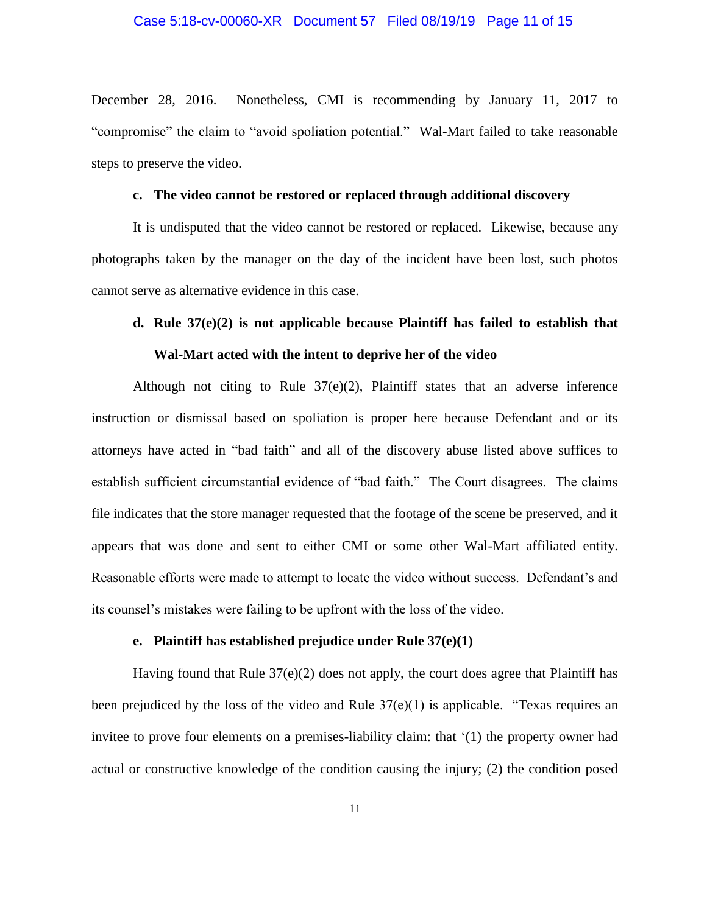December 28, 2016. Nonetheless, CMI is recommending by January 11, 2017 to "compromise" the claim to "avoid spoliation potential." Wal-Mart failed to take reasonable steps to preserve the video.

**c. The video cannot be restored or replaced through additional discovery**

It is undisputed that the video cannot be restored or replaced. Likewise, because any photographs taken by the manager on the day of the incident have been lost, such photos cannot serve as alternative evidence in this case.

**d. Rule 37(e)(2) is not applicable because Plaintiff has failed to establish that Wal-Mart acted with the intent to deprive her of the video**

Although not citing to Rule 37(e)(2), Plaintiff states that an adverse inference instruction or dismissal based on spoliation is proper here because Defendant and or its attorneys have acted in "bad faith" and all of the discovery abuse listed above suffices to establish sufficient circumstantial evidence of "bad faith." The Court disagrees. The claims file indicates that the store manager requested that the footage of the scene be preserved, and it appears that was done and sent to either CMI or some other Wal-Mart affiliated entity. Reasonable efforts were made to attempt to locate the video without success. Defendant's and its counsel's mistakes were failing to be upfront with the loss of the video.

**e. Plaintiff has established prejudice under Rule 37(e)(1)**

Having found that Rule 37(e)(2) does not apply, the court does agree that Plaintiff has been prejudiced by the loss of the video and Rule 37(e)(1) is applicable. "Texas requires an invitee to prove four elements on a premises-liability claim: that '(1) the property owner had actual or constructive knowledge of the condition causing the injury; (2) the condition posed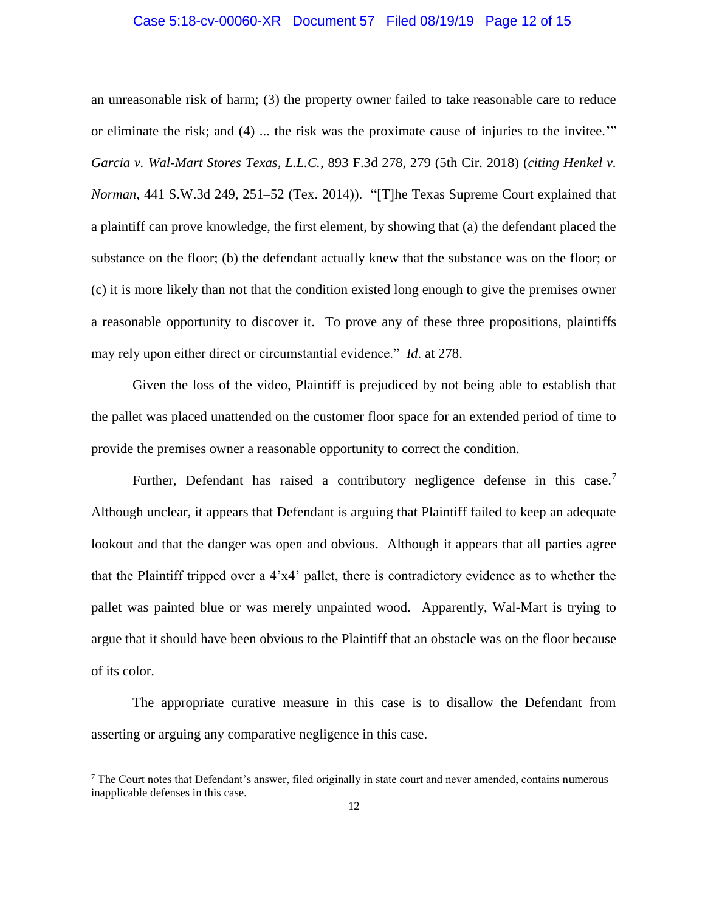an unreasonable risk of harm; (3) the property owner failed to take reasonable care to reduce or eliminate the risk; and (4) ... the risk was the proximate cause of injuries to the invitee.'" *Garcia v. Wal-Mart Stores Texas, L.L.C.*, 893 F.3d 278, 279 (5th Cir. 2018) (*citing Henkel v. Norman*, 441 S.W.3d 249, 251–52 (Tex. 2014)). "[T]he Texas Supreme Court explained that a plaintiff can prove knowledge, the first element, by showing that (a) the defendant placed the substance on the floor; (b) the defendant actually knew that the substance was on the floor; or (c) it is more likely than not that the condition existed long enough to give the premises owner a reasonable opportunity to discover it. To prove any of these three propositions, plaintiffs may rely upon either direct or circumstantial evidence." *Id.* at 278.

Given the loss of the video, Plaintiff is prejudiced by not being able to establish that the pallet was placed unattended on the customer floor space for an extended period of time to provide the premises owner a reasonable opportunity to correct the condition.

Further, Defendant has raised a contributory negligence defense in this case.[7] Although unclear, it appears that Defendant is arguing that Plaintiff failed to keep an adequate lookout and that the danger was open and obvious. Although it appears that all parties agree that the Plaintiff tripped over a 4'x4' pallet, there is contradictory evidence as to whether the pallet was painted blue or was merely unpainted wood. Apparently, Wal-Mart is trying to argue that it should have been obvious to the Plaintiff that an obstacle was on the floor because of its color.

The appropriate curative measure in this case is to disallow the Defendant from asserting or arguing any comparative negligence in this case.

---

[7] The Court notes that Defendant's answer, filed originally in state court and never amended, contains numerous inapplicable defenses in this case.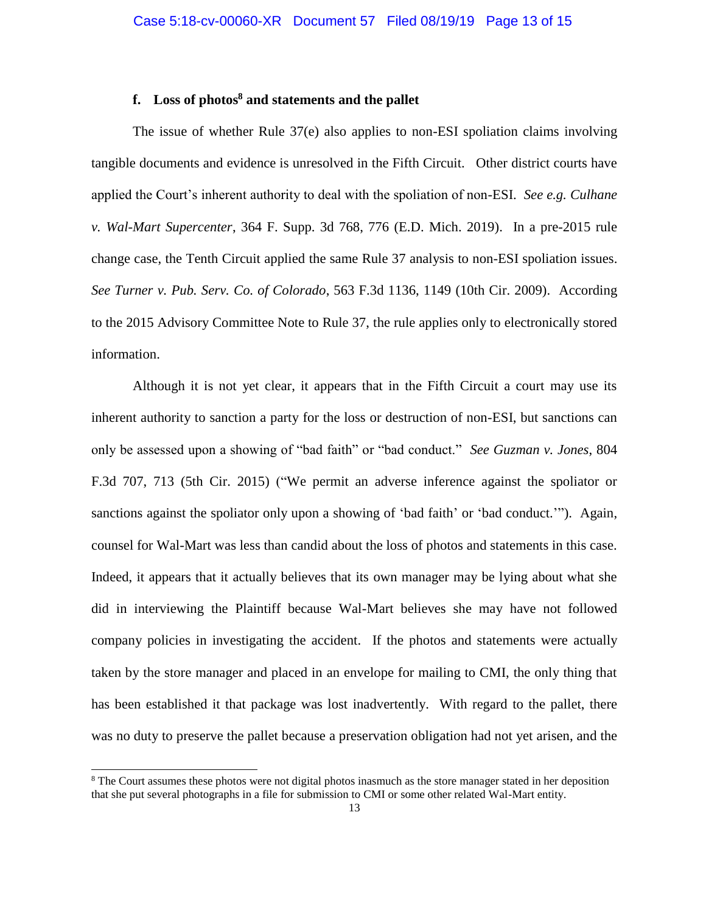### f. Loss of photos[8] and statements and the pallet

The issue of whether Rule 37(e) also applies to non-ESI spoliation claims involving tangible documents and evidence is unresolved in the Fifth Circuit. Other district courts have applied the Court's inherent authority to deal with the spoliation of non-ESI. *See e.g. Culhane v. Wal-Mart Supercenter*, 364 F. Supp. 3d 768, 776 (E.D. Mich. 2019). In a pre-2015 rule change case, the Tenth Circuit applied the same Rule 37 analysis to non-ESI spoliation issues. *See Turner v. Pub. Serv. Co. of Colorado*, 563 F.3d 1136, 1149 (10th Cir. 2009). According to the 2015 Advisory Committee Note to Rule 37, the rule applies only to electronically stored information.

Although it is not yet clear, it appears that in the Fifth Circuit a court may use its inherent authority to sanction a party for the loss or destruction of non-ESI, but sanctions can only be assessed upon a showing of "bad faith" or "bad conduct." *See Guzman v. Jones*, 804 F.3d 707, 713 (5th Cir. 2015) ("We permit an adverse inference against the spoliator or sanctions against the spoliator only upon a showing of 'bad faith' or 'bad conduct.'"). Again, counsel for Wal-Mart was less than candid about the loss of photos and statements in this case. Indeed, it appears that it actually believes that its own manager may be lying about what she did in interviewing the Plaintiff because Wal-Mart believes she may have not followed company policies in investigating the accident. If the photos and statements were actually taken by the store manager and placed in an envelope for mailing to CMI, the only thing that has been established it that package was lost inadvertently. With regard to the pallet, there was no duty to preserve the pallet because a preservation obligation had not yet arisen, and the

[8] The Court assumes these photos were not digital photos inasmuch as the store manager stated in her deposition that she put several photographs in a file for submission to CMI or some other related Wal-Mart entity.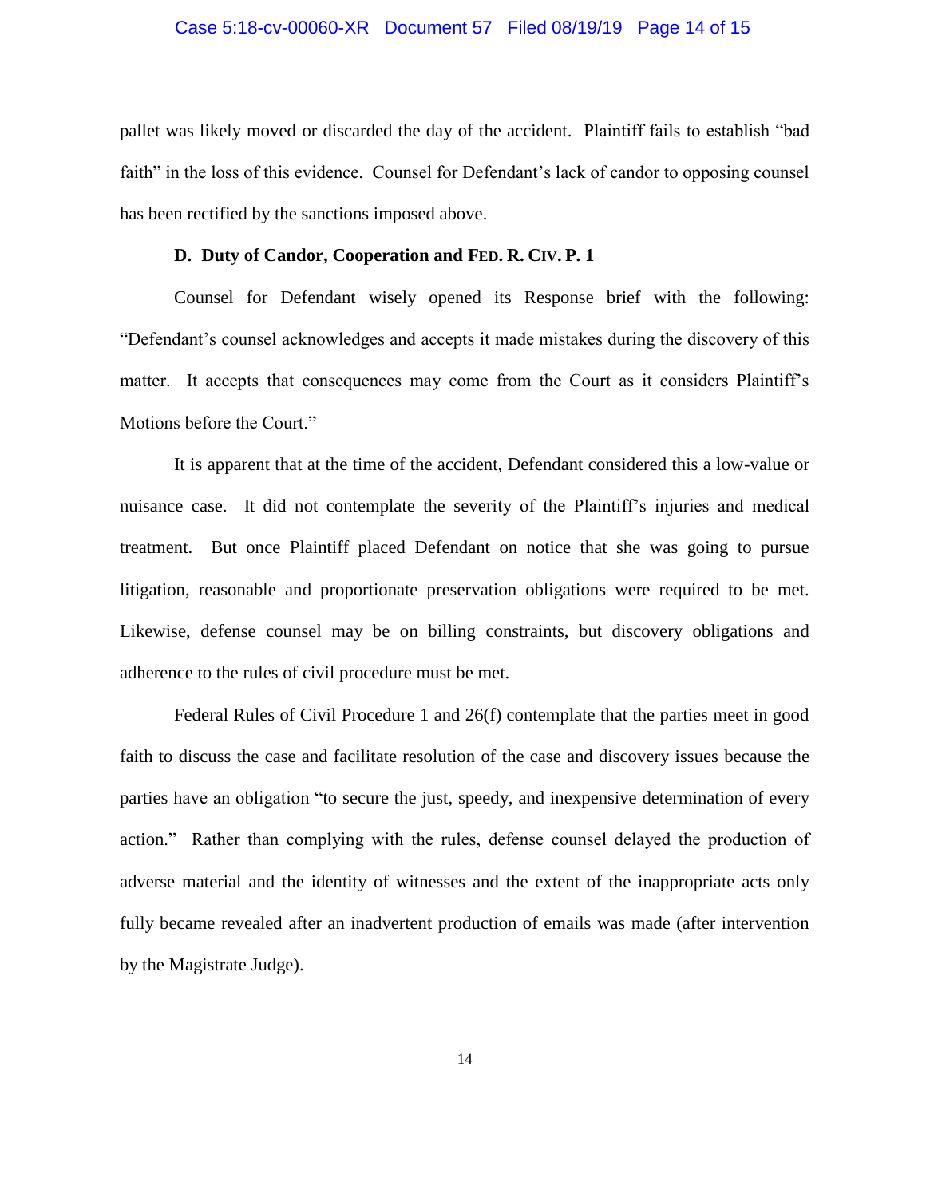pallet was likely moved or discarded the day of the accident. Plaintiff fails to establish "bad faith" in the loss of this evidence. Counsel for Defendant's lack of candor to opposing counsel has been rectified by the sanctions imposed above.

**D. Duty of Candor, Cooperation and FED. R. CIV. P. 1**

Counsel for Defendant wisely opened its Response brief with the following: "Defendant's counsel acknowledges and accepts it made mistakes during the discovery of this matter. It accepts that consequences may come from the Court as it considers Plaintiff's Motions before the Court."

It is apparent that at the time of the accident, Defendant considered this a low-value or nuisance case. It did not contemplate the severity of the Plaintiff's injuries and medical treatment. But once Plaintiff placed Defendant on notice that she was going to pursue litigation, reasonable and proportionate preservation obligations were required to be met. Likewise, defense counsel may be on billing constraints, but discovery obligations and adherence to the rules of civil procedure must be met.

Federal Rules of Civil Procedure 1 and 26(f) contemplate that the parties meet in good faith to discuss the case and facilitate resolution of the case and discovery issues because the parties have an obligation "to secure the just, speedy, and inexpensive determination of every action." Rather than complying with the rules, defense counsel delayed the production of adverse material and the identity of witnesses and the extent of the inappropriate acts only fully became revealed after an inadvertent production of emails was made (after intervention by the Magistrate Judge).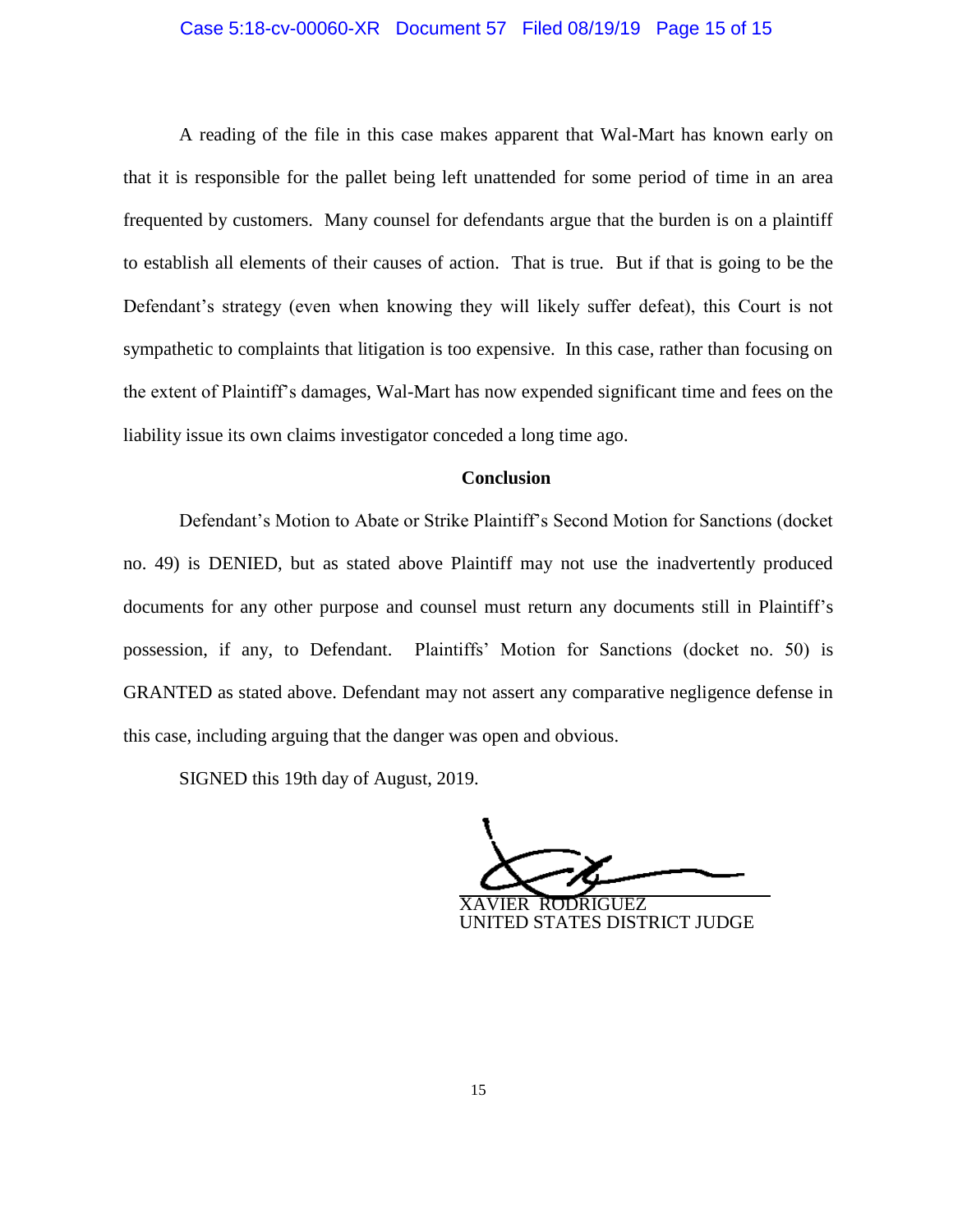A reading of the file in this case makes apparent that Wal-Mart has known early on that it is responsible for the pallet being left unattended for some period of time in an area frequented by customers. Many counsel for defendants argue that the burden is on a plaintiff to establish all elements of their causes of action. That is true. But if that is going to be the Defendant's strategy (even when knowing they will likely suffer defeat), this Court is not sympathetic to complaints that litigation is too expensive. In this case, rather than focusing on the extent of Plaintiff's damages, Wal-Mart has now expended significant time and fees on the liability issue its own claims investigator conceded a long time ago.

**Conclusion**

Defendant's Motion to Abate or Strike Plaintiff's Second Motion for Sanctions (docket no. 49) is DENIED, but as stated above Plaintiff may not use the inadvertently produced documents for any other purpose and counsel must return any documents still in Plaintiff's possession, if any, to Defendant. Plaintiffs' Motion for Sanctions (docket no. 50) is GRANTED as stated above. Defendant may not assert any comparative negligence defense in this case, including arguing that the danger was open and obvious.

SIGNED this 19th day of August, 2019.

XAVIER RODRIGUEZ
UNITED STATES DISTRICT JUDGE